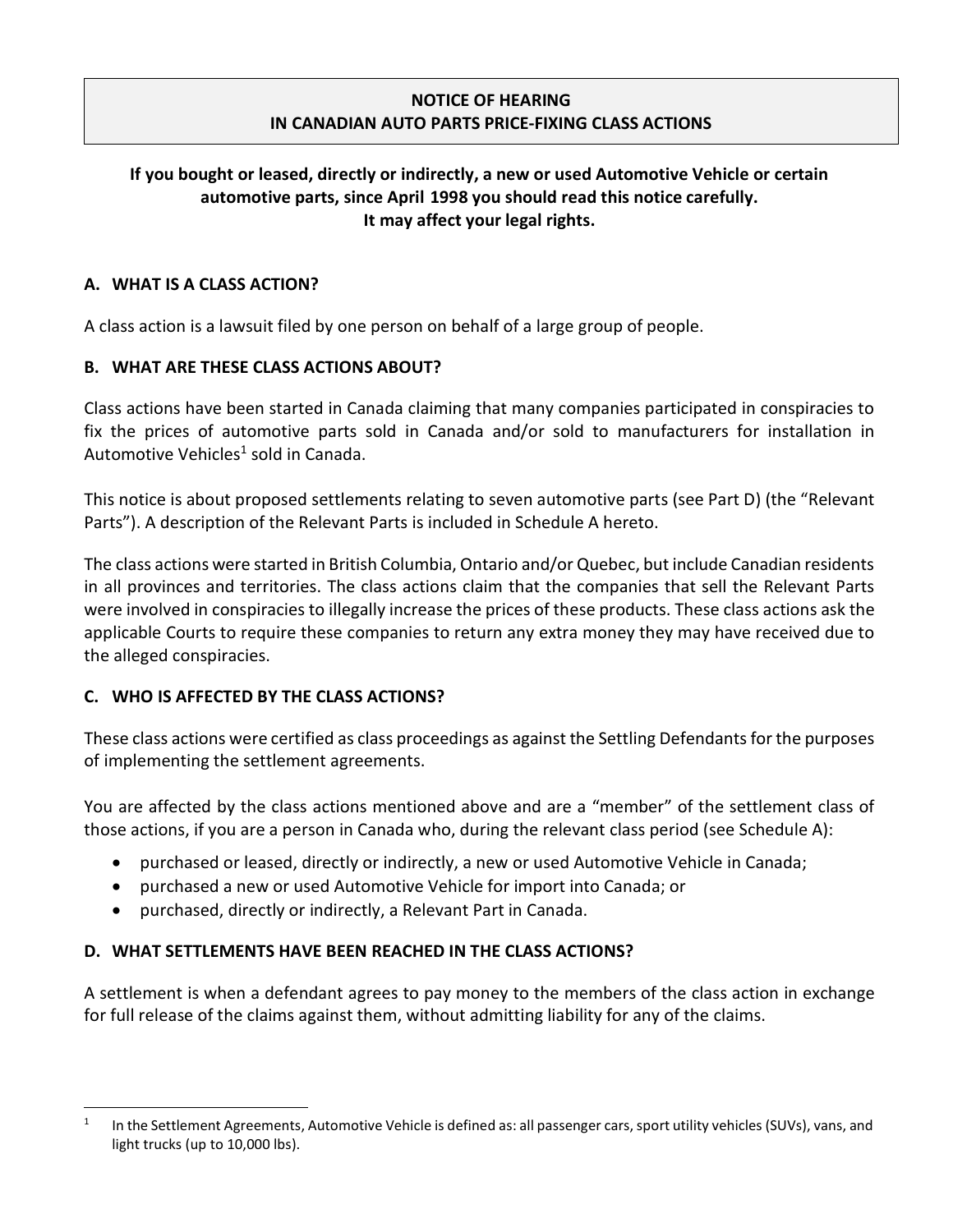# NOTICE OF HEARING
# IN CANADIAN AUTO PARTS PRICE-FIXING CLASS ACTIONS

**If you bought or leased, directly or indirectly, a new or used Automotive Vehicle or certain automotive parts, since April 1998 you should read this notice carefully. It may affect your legal rights.**

## A. WHAT IS A CLASS ACTION?

A class action is a lawsuit filed by one person on behalf of a large group of people.

## B. WHAT ARE THESE CLASS ACTIONS ABOUT?

Class actions have been started in Canada claiming that many companies participated in conspiracies to fix the prices of automotive parts sold in Canada and/or sold to manufacturers for installation in Automotive Vehicles[1] sold in Canada.

This notice is about proposed settlements relating to seven automotive parts (see Part D) (the "Relevant Parts"). A description of the Relevant Parts is included in Schedule A hereto.

The class actions were started in British Columbia, Ontario and/or Quebec, but include Canadian residents in all provinces and territories. The class actions claim that the companies that sell the Relevant Parts were involved in conspiracies to illegally increase the prices of these products. These class actions ask the applicable Courts to require these companies to return any extra money they may have received due to the alleged conspiracies.

## C. WHO IS AFFECTED BY THE CLASS ACTIONS?

These class actions were certified as class proceedings as against the Settling Defendants for the purposes of implementing the settlement agreements.

You are affected by the class actions mentioned above and are a "member" of the settlement class of those actions, if you are a person in Canada who, during the relevant class period (see Schedule A):

- purchased or leased, directly or indirectly, a new or used Automotive Vehicle in Canada;
- purchased a new or used Automotive Vehicle for import into Canada; or
- purchased, directly or indirectly, a Relevant Part in Canada.

## D. WHAT SETTLEMENTS HAVE BEEN REACHED IN THE CLASS ACTIONS?

A settlement is when a defendant agrees to pay money to the members of the class action in exchange for full release of the claims against them, without admitting liability for any of the claims.

---

[1] In the Settlement Agreements, Automotive Vehicle is defined as: all passenger cars, sport utility vehicles (SUVs), vans, and light trucks (up to 10,000 lbs).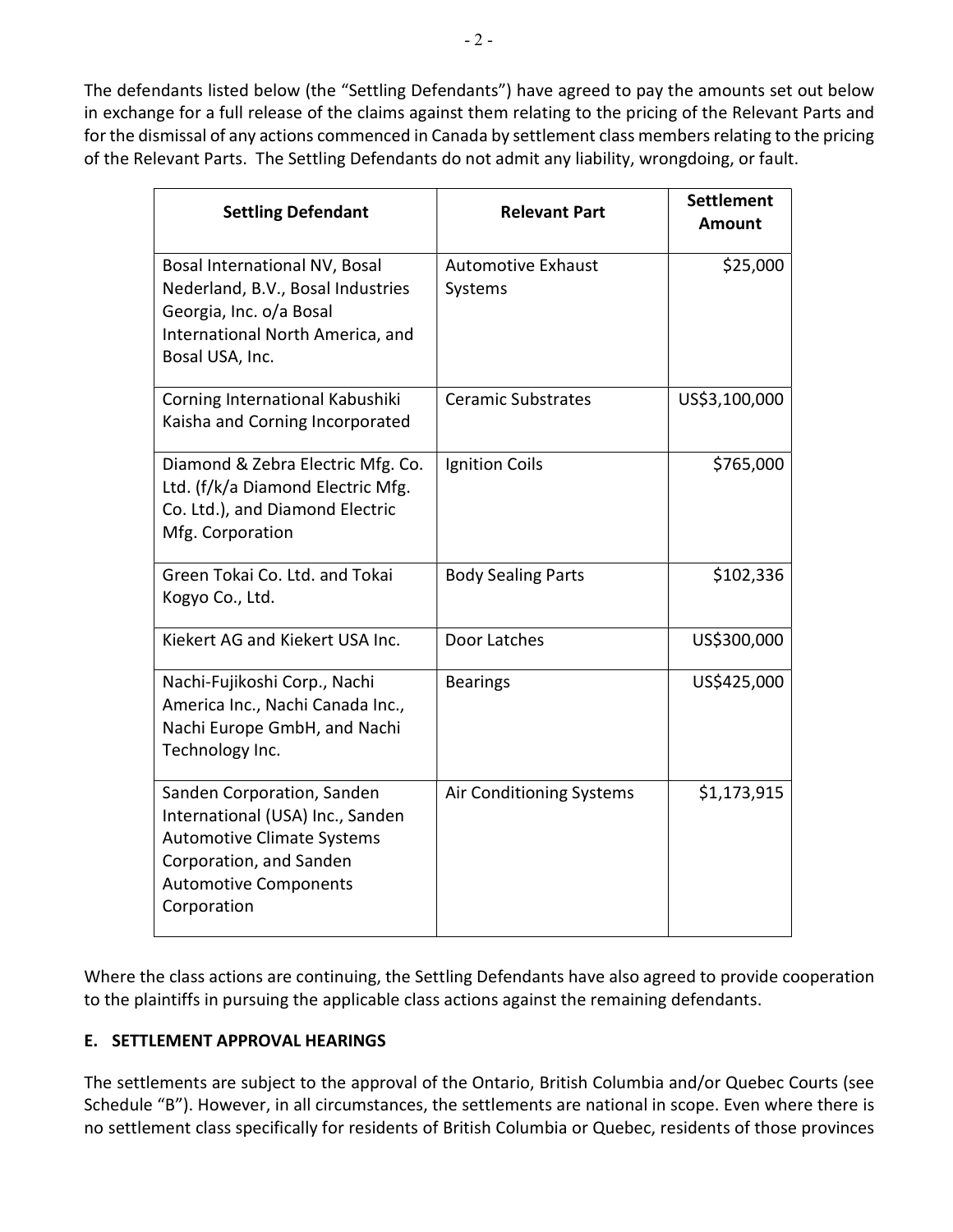The defendants listed below (the "Settling Defendants") have agreed to pay the amounts set out below in exchange for a full release of the claims against them relating to the pricing of the Relevant Parts and for the dismissal of any actions commenced in Canada by settlement class members relating to the pricing of the Relevant Parts. The Settling Defendants do not admit any liability, wrongdoing, or fault.

| Settling Defendant | Relevant Part | Settlement Amount |
|---|---|---|
| Bosal International NV, Bosal Nederland, B.V., Bosal Industries Georgia, Inc. o/a Bosal International North America, and Bosal USA, Inc. | Automotive Exhaust Systems | $25,000 |
| Corning International Kabushiki Kaisha and Corning Incorporated | Ceramic Substrates | US$3,100,000 |
| Diamond & Zebra Electric Mfg. Co. Ltd. (f/k/a Diamond Electric Mfg. Co. Ltd.), and Diamond Electric Mfg. Corporation | Ignition Coils | $765,000 |
| Green Tokai Co. Ltd. and Tokai Kogyo Co., Ltd. | Body Sealing Parts | $102,336 |
| Kiekert AG and Kiekert USA Inc. | Door Latches | US$300,000 |
| Nachi-Fujikoshi Corp., Nachi America Inc., Nachi Canada Inc., Nachi Europe GmbH, and Nachi Technology Inc. | Bearings | US$425,000 |
| Sanden Corporation, Sanden International (USA) Inc., Sanden Automotive Climate Systems Corporation, and Sanden Automotive Components Corporation | Air Conditioning Systems | $1,173,915 |

Where the class actions are continuing, the Settling Defendants have also agreed to provide cooperation to the plaintiffs in pursuing the applicable class actions against the remaining defendants.

## E. SETTLEMENT APPROVAL HEARINGS

The settlements are subject to the approval of the Ontario, British Columbia and/or Quebec Courts (see Schedule "B"). However, in all circumstances, the settlements are national in scope. Even where there is no settlement class specifically for residents of British Columbia or Quebec, residents of those provinces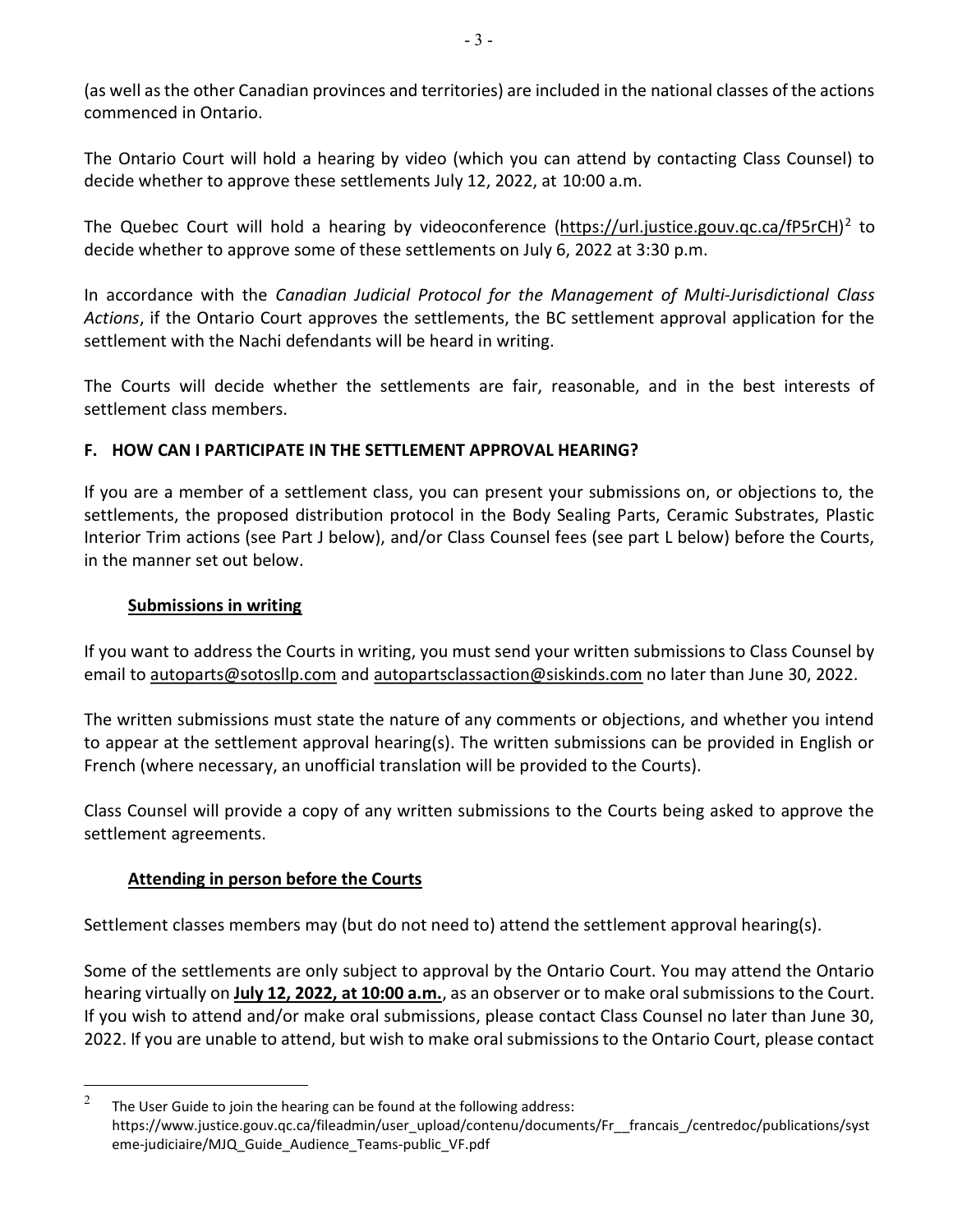(as well as the other Canadian provinces and territories) are included in the national classes of the actions commenced in Ontario.

The Ontario Court will hold a hearing by video (which you can attend by contacting Class Counsel) to decide whether to approve these settlements July 12, 2022, at 10:00 a.m.

The Quebec Court will hold a hearing by videoconference (https://url.justice.gouv.qc.ca/fP5rCH)[2] to decide whether to approve some of these settlements on July 6, 2022 at 3:30 p.m.

In accordance with the *Canadian Judicial Protocol for the Management of Multi-Jurisdictional Class Actions*, if the Ontario Court approves the settlements, the BC settlement approval application for the settlement with the Nachi defendants will be heard in writing.

The Courts will decide whether the settlements are fair, reasonable, and in the best interests of settlement class members.

## F. HOW CAN I PARTICIPATE IN THE SETTLEMENT APPROVAL HEARING?

If you are a member of a settlement class, you can present your submissions on, or objections to, the settlements, the proposed distribution protocol in the Body Sealing Parts, Ceramic Substrates, Plastic Interior Trim actions (see Part J below), and/or Class Counsel fees (see part L below) before the Courts, in the manner set out below.

### Submissions in writing

If you want to address the Courts in writing, you must send your written submissions to Class Counsel by email to autoparts@sotosllp.com and autopartsclassaction@siskinds.com no later than June 30, 2022.

The written submissions must state the nature of any comments or objections, and whether you intend to appear at the settlement approval hearing(s). The written submissions can be provided in English or French (where necessary, an unofficial translation will be provided to the Courts).

Class Counsel will provide a copy of any written submissions to the Courts being asked to approve the settlement agreements.

### Attending in person before the Courts

Settlement classes members may (but do not need to) attend the settlement approval hearing(s).

Some of the settlements are only subject to approval by the Ontario Court. You may attend the Ontario hearing virtually on **July 12, 2022, at 10:00 a.m.**, as an observer or to make oral submissions to the Court. If you wish to attend and/or make oral submissions, please contact Class Counsel no later than June 30, 2022. If you are unable to attend, but wish to make oral submissions to the Ontario Court, please contact

---

[2] The User Guide to join the hearing can be found at the following address: https://www.justice.gouv.qc.ca/fileadmin/user_upload/contenu/documents/Fr__francais_/centredoc/publications/systeme-judiciaire/MJQ_Guide_Audience_Teams-public_VF.pdf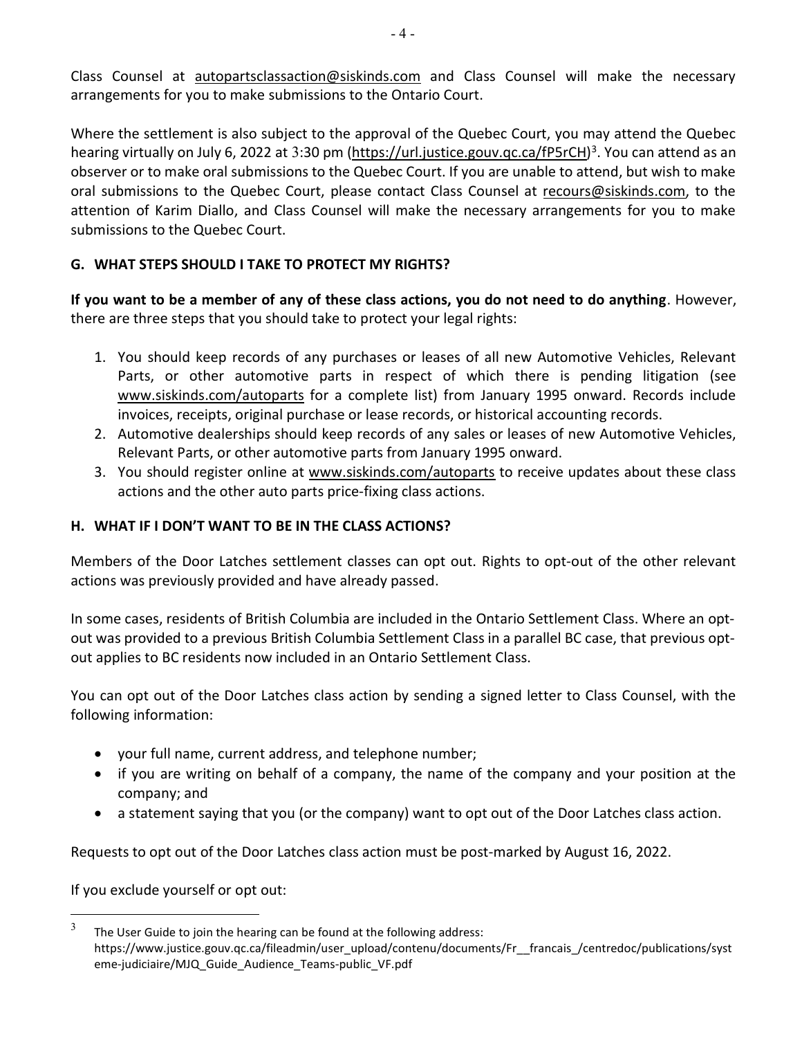Class Counsel at autopartsclassaction@siskinds.com and Class Counsel will make the necessary arrangements for you to make submissions to the Ontario Court.

Where the settlement is also subject to the approval of the Quebec Court, you may attend the Quebec hearing virtually on July 6, 2022 at 3:30 pm (https://url.justice.gouv.qc.ca/fP5rCH)[3]. You can attend as an observer or to make oral submissions to the Quebec Court. If you are unable to attend, but wish to make oral submissions to the Quebec Court, please contact Class Counsel at recours@siskinds.com, to the attention of Karim Diallo, and Class Counsel will make the necessary arrangements for you to make submissions to the Quebec Court.

## G. WHAT STEPS SHOULD I TAKE TO PROTECT MY RIGHTS?

**If you want to be a member of any of these class actions, you do not need to do anything**. However, there are three steps that you should take to protect your legal rights:

1. You should keep records of any purchases or leases of all new Automotive Vehicles, Relevant Parts, or other automotive parts in respect of which there is pending litigation (see www.siskinds.com/autoparts for a complete list) from January 1995 onward. Records include invoices, receipts, original purchase or lease records, or historical accounting records.
2. Automotive dealerships should keep records of any sales or leases of new Automotive Vehicles, Relevant Parts, or other automotive parts from January 1995 onward.
3. You should register online at www.siskinds.com/autoparts to receive updates about these class actions and the other auto parts price-fixing class actions.

## H. WHAT IF I DON'T WANT TO BE IN THE CLASS ACTIONS?

Members of the Door Latches settlement classes can opt out. Rights to opt-out of the other relevant actions was previously provided and have already passed.

In some cases, residents of British Columbia are included in the Ontario Settlement Class. Where an opt-out was provided to a previous British Columbia Settlement Class in a parallel BC case, that previous opt-out applies to BC residents now included in an Ontario Settlement Class.

You can opt out of the Door Latches class action by sending a signed letter to Class Counsel, with the following information:

- your full name, current address, and telephone number;
- if you are writing on behalf of a company, the name of the company and your position at the company; and
- a statement saying that you (or the company) want to opt out of the Door Latches class action.

Requests to opt out of the Door Latches class action must be post-marked by August 16, 2022.

If you exclude yourself or opt out:

[3] The User Guide to join the hearing can be found at the following address: https://www.justice.gouv.qc.ca/fileadmin/user_upload/contenu/documents/Fr__francais_/centredoc/publications/systeme-judiciaire/MJQ_Guide_Audience_Teams-public_VF.pdf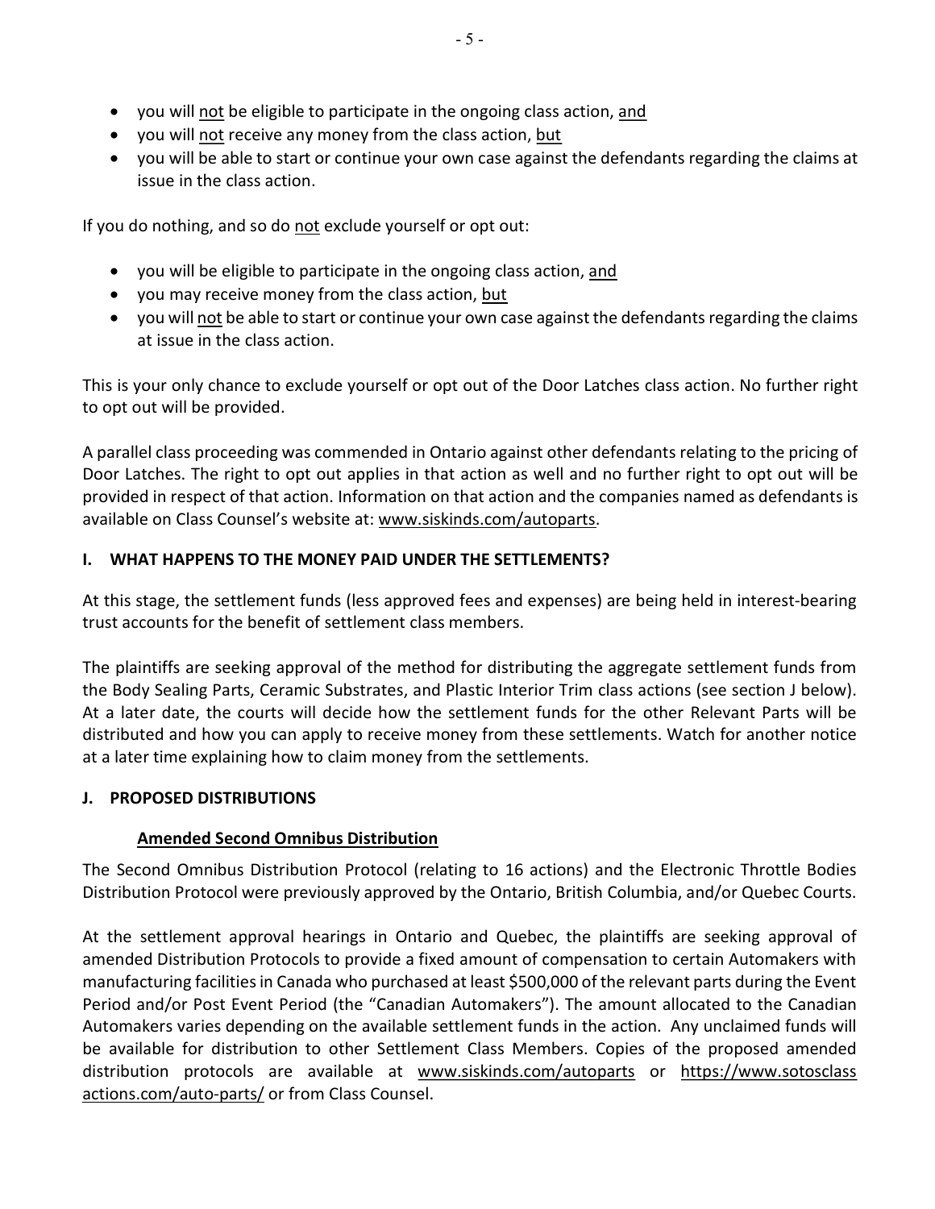- you will not be eligible to participate in the ongoing class action, and
- you will not receive any money from the class action, but
- you will be able to start or continue your own case against the defendants regarding the claims at issue in the class action.

If you do nothing, and so do not exclude yourself or opt out:

- you will be eligible to participate in the ongoing class action, and
- you may receive money from the class action, but
- you will not be able to start or continue your own case against the defendants regarding the claims at issue in the class action.

This is your only chance to exclude yourself or opt out of the Door Latches class action. No further right to opt out will be provided.

A parallel class proceeding was commended in Ontario against other defendants relating to the pricing of Door Latches. The right to opt out applies in that action as well and no further right to opt out will be provided in respect of that action. Information on that action and the companies named as defendants is available on Class Counsel's website at: www.siskinds.com/autoparts.

## I. WHAT HAPPENS TO THE MONEY PAID UNDER THE SETTLEMENTS?

At this stage, the settlement funds (less approved fees and expenses) are being held in interest-bearing trust accounts for the benefit of settlement class members.

The plaintiffs are seeking approval of the method for distributing the aggregate settlement funds from the Body Sealing Parts, Ceramic Substrates, and Plastic Interior Trim class actions (see section J below). At a later date, the courts will decide how the settlement funds for the other Relevant Parts will be distributed and how you can apply to receive money from these settlements. Watch for another notice at a later time explaining how to claim money from the settlements.

## J. PROPOSED DISTRIBUTIONS

### Amended Second Omnibus Distribution

The Second Omnibus Distribution Protocol (relating to 16 actions) and the Electronic Throttle Bodies Distribution Protocol were previously approved by the Ontario, British Columbia, and/or Quebec Courts.

At the settlement approval hearings in Ontario and Quebec, the plaintiffs are seeking approval of amended Distribution Protocols to provide a fixed amount of compensation to certain Automakers with manufacturing facilities in Canada who purchased at least $500,000 of the relevant parts during the Event Period and/or Post Event Period (the "Canadian Automakers"). The amount allocated to the Canadian Automakers varies depending on the available settlement funds in the action. Any unclaimed funds will be available for distribution to other Settlement Class Members. Copies of the proposed amended distribution protocols are available at www.siskinds.com/autoparts or https://www.sotosclassactions.com/auto-parts/ or from Class Counsel.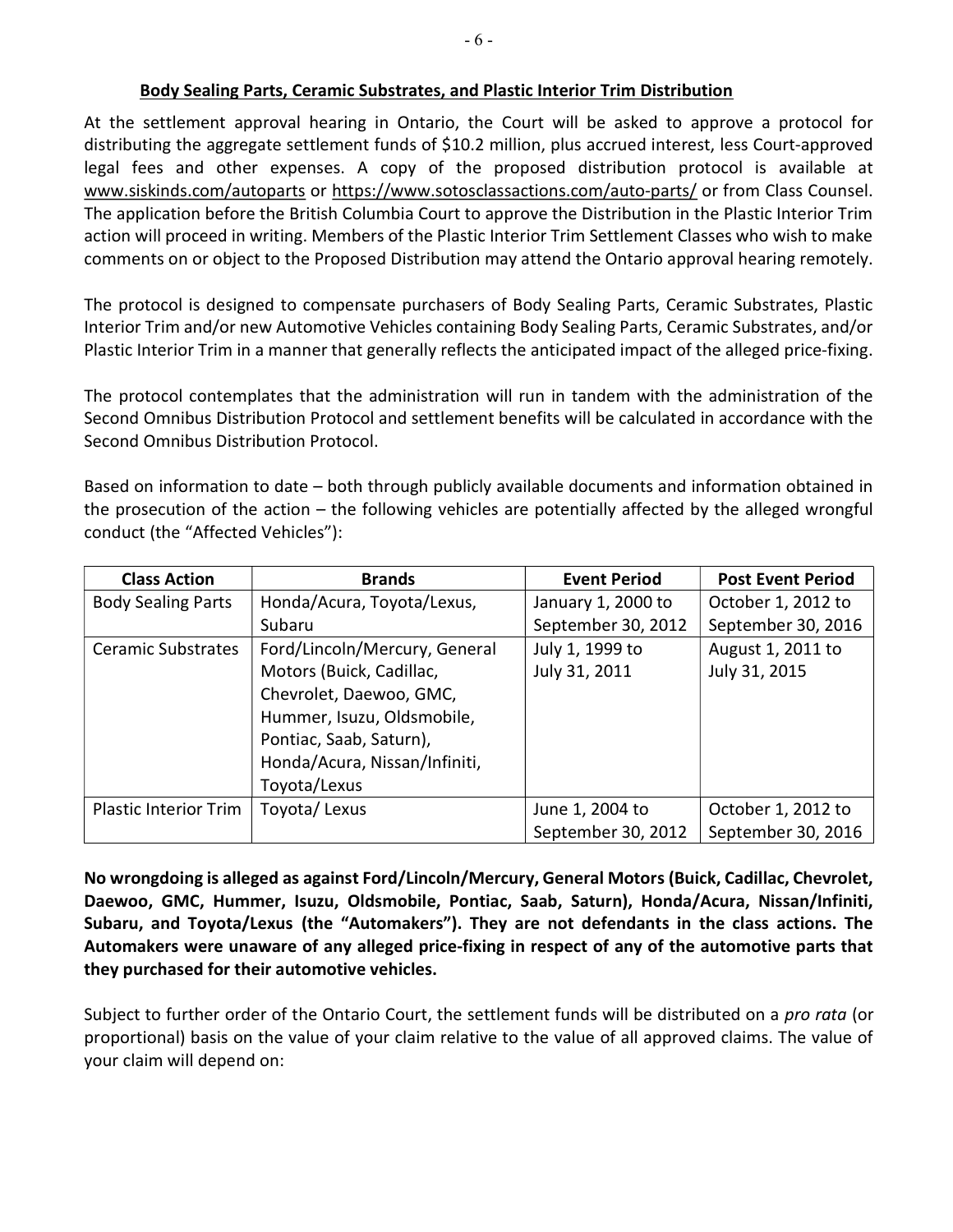### Body Sealing Parts, Ceramic Substrates, and Plastic Interior Trim Distribution

At the settlement approval hearing in Ontario, the Court will be asked to approve a protocol for distributing the aggregate settlement funds of $10.2 million, plus accrued interest, less Court-approved legal fees and other expenses. A copy of the proposed distribution protocol is available at www.siskinds.com/autoparts or https://www.sotosclassactions.com/auto-parts/ or from Class Counsel. The application before the British Columbia Court to approve the Distribution in the Plastic Interior Trim action will proceed in writing. Members of the Plastic Interior Trim Settlement Classes who wish to make comments on or object to the Proposed Distribution may attend the Ontario approval hearing remotely.

The protocol is designed to compensate purchasers of Body Sealing Parts, Ceramic Substrates, Plastic Interior Trim and/or new Automotive Vehicles containing Body Sealing Parts, Ceramic Substrates, and/or Plastic Interior Trim in a manner that generally reflects the anticipated impact of the alleged price-fixing.

The protocol contemplates that the administration will run in tandem with the administration of the Second Omnibus Distribution Protocol and settlement benefits will be calculated in accordance with the Second Omnibus Distribution Protocol.

Based on information to date – both through publicly available documents and information obtained in the prosecution of the action – the following vehicles are potentially affected by the alleged wrongful conduct (the "Affected Vehicles"):

| Class Action | Brands | Event Period | Post Event Period |
|---|---|---|---|
| Body Sealing Parts | Honda/Acura, Toyota/Lexus, Subaru | January 1, 2000 to September 30, 2012 | October 1, 2012 to September 30, 2016 |
| Ceramic Substrates | Ford/Lincoln/Mercury, General Motors (Buick, Cadillac, Chevrolet, Daewoo, GMC, Hummer, Isuzu, Oldsmobile, Pontiac, Saab, Saturn), Honda/Acura, Nissan/Infiniti, Toyota/Lexus | July 1, 1999 to July 31, 2011 | August 1, 2011 to July 31, 2015 |
| Plastic Interior Trim | Toyota/ Lexus | June 1, 2004 to September 30, 2012 | October 1, 2012 to September 30, 2016 |

**No wrongdoing is alleged as against Ford/Lincoln/Mercury, General Motors (Buick, Cadillac, Chevrolet, Daewoo, GMC, Hummer, Isuzu, Oldsmobile, Pontiac, Saab, Saturn), Honda/Acura, Nissan/Infiniti, Subaru, and Toyota/Lexus (the "Automakers"). They are not defendants in the class actions. The Automakers were unaware of any alleged price-fixing in respect of any of the automotive parts that they purchased for their automotive vehicles.**

Subject to further order of the Ontario Court, the settlement funds will be distributed on a *pro rata* (or proportional) basis on the value of your claim relative to the value of all approved claims. The value of your claim will depend on: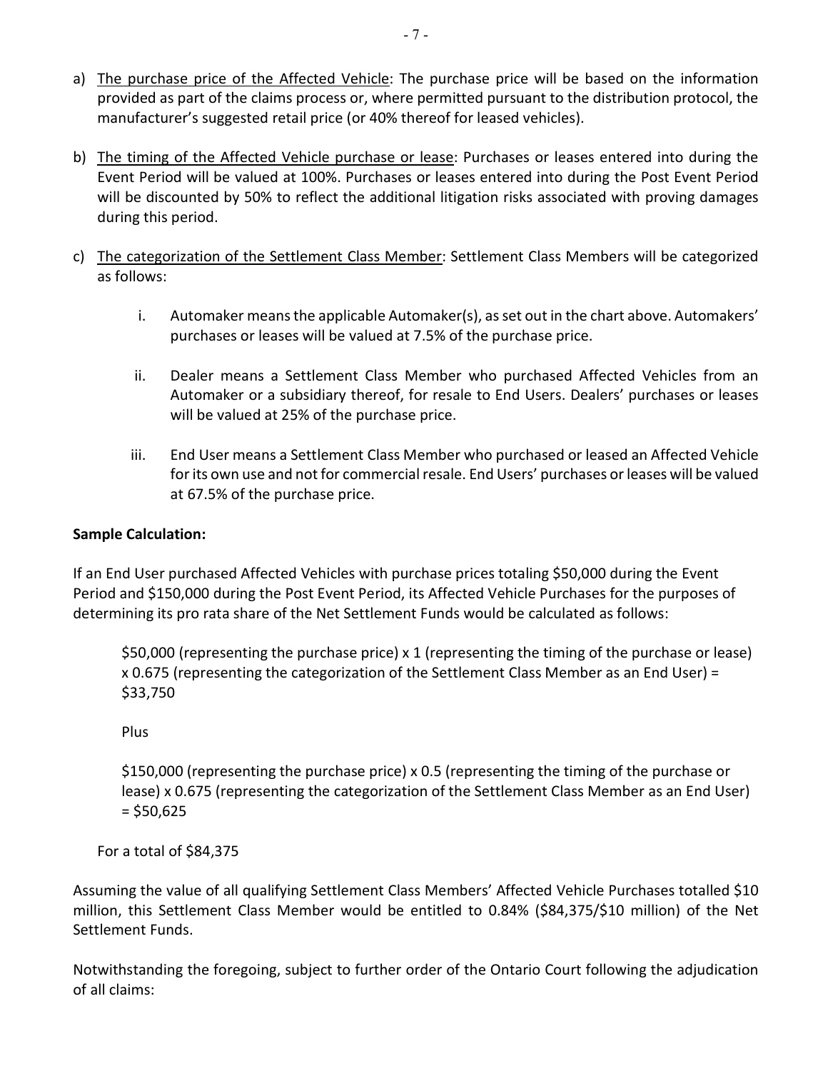a) The purchase price of the Affected Vehicle: The purchase price will be based on the information provided as part of the claims process or, where permitted pursuant to the distribution protocol, the manufacturer's suggested retail price (or 40% thereof for leased vehicles).

b) The timing of the Affected Vehicle purchase or lease: Purchases or leases entered into during the Event Period will be valued at 100%. Purchases or leases entered into during the Post Event Period will be discounted by 50% to reflect the additional litigation risks associated with proving damages during this period.

c) The categorization of the Settlement Class Member: Settlement Class Members will be categorized as follows:

    i. Automaker means the applicable Automaker(s), as set out in the chart above. Automakers' purchases or leases will be valued at 7.5% of the purchase price.

    ii. Dealer means a Settlement Class Member who purchased Affected Vehicles from an Automaker or a subsidiary thereof, for resale to End Users. Dealers' purchases or leases will be valued at 25% of the purchase price.

    iii. End User means a Settlement Class Member who purchased or leased an Affected Vehicle for its own use and not for commercial resale. End Users' purchases or leases will be valued at 67.5% of the purchase price.

**Sample Calculation:**

If an End User purchased Affected Vehicles with purchase prices totaling $50,000 during the Event Period and $150,000 during the Post Event Period, its Affected Vehicle Purchases for the purposes of determining its pro rata share of the Net Settlement Funds would be calculated as follows:

> $50,000 (representing the purchase price) x 1 (representing the timing of the purchase or lease) x 0.675 (representing the categorization of the Settlement Class Member as an End User) = $33,750
>
> Plus
>
> $150,000 (representing the purchase price) x 0.5 (representing the timing of the purchase or lease) x 0.675 (representing the categorization of the Settlement Class Member as an End User) = $50,625

For a total of $84,375

Assuming the value of all qualifying Settlement Class Members' Affected Vehicle Purchases totalled $10 million, this Settlement Class Member would be entitled to 0.84% ($84,375/$10 million) of the Net Settlement Funds.

Notwithstanding the foregoing, subject to further order of the Ontario Court following the adjudication of all claims: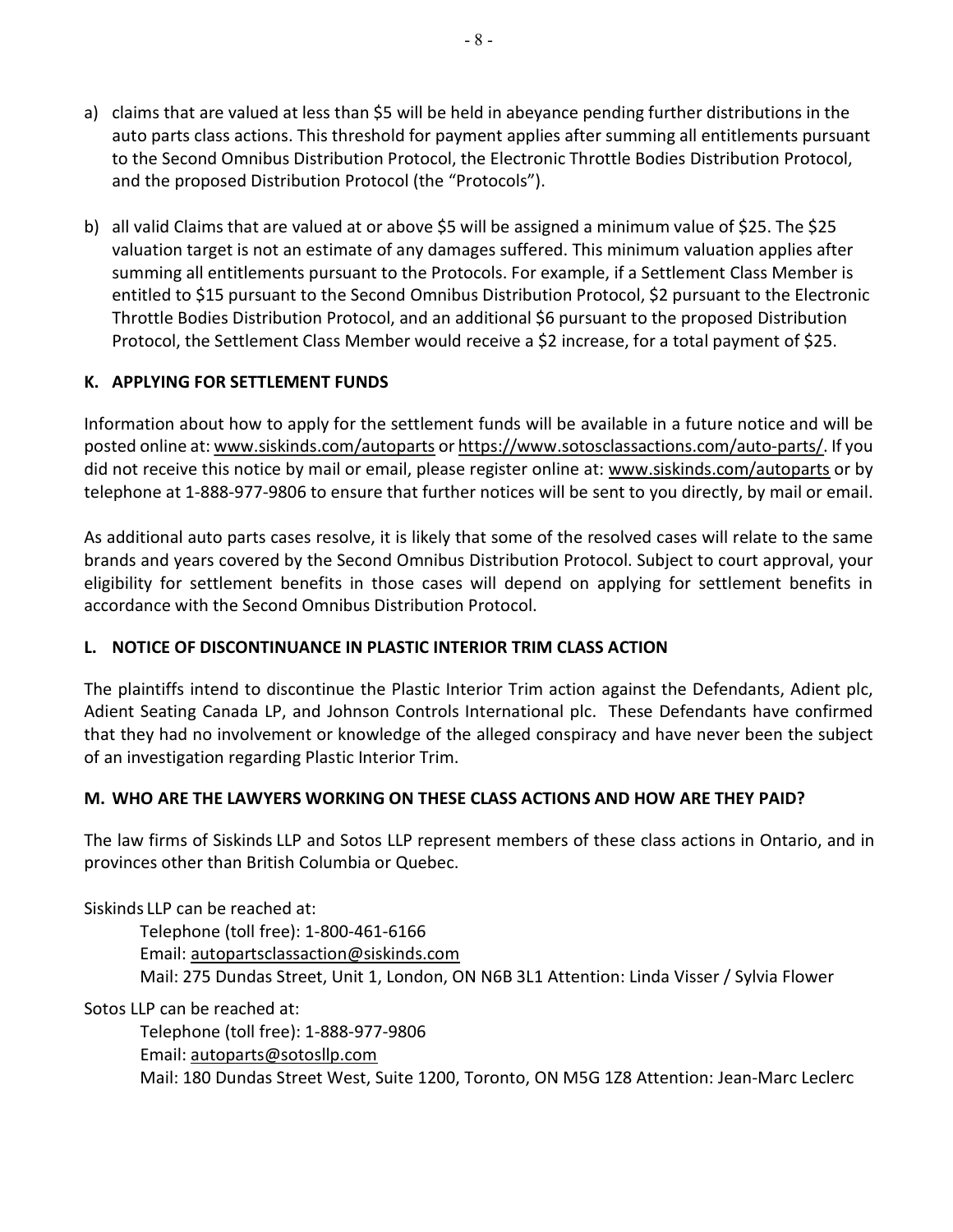a) claims that are valued at less than $5 will be held in abeyance pending further distributions in the auto parts class actions. This threshold for payment applies after summing all entitlements pursuant to the Second Omnibus Distribution Protocol, the Electronic Throttle Bodies Distribution Protocol, and the proposed Distribution Protocol (the "Protocols").

b) all valid Claims that are valued at or above $5 will be assigned a minimum value of $25. The $25 valuation target is not an estimate of any damages suffered. This minimum valuation applies after summing all entitlements pursuant to the Protocols. For example, if a Settlement Class Member is entitled to $15 pursuant to the Second Omnibus Distribution Protocol, $2 pursuant to the Electronic Throttle Bodies Distribution Protocol, and an additional $6 pursuant to the proposed Distribution Protocol, the Settlement Class Member would receive a $2 increase, for a total payment of $25.

## K. APPLYING FOR SETTLEMENT FUNDS

Information about how to apply for the settlement funds will be available in a future notice and will be posted online at: www.siskinds.com/autoparts or https://www.sotosclassactions.com/auto-parts/. If you did not receive this notice by mail or email, please register online at: www.siskinds.com/autoparts or by telephone at 1-888-977-9806 to ensure that further notices will be sent to you directly, by mail or email.

As additional auto parts cases resolve, it is likely that some of the resolved cases will relate to the same brands and years covered by the Second Omnibus Distribution Protocol. Subject to court approval, your eligibility for settlement benefits in those cases will depend on applying for settlement benefits in accordance with the Second Omnibus Distribution Protocol.

## L. NOTICE OF DISCONTINUANCE IN PLASTIC INTERIOR TRIM CLASS ACTION

The plaintiffs intend to discontinue the Plastic Interior Trim action against the Defendants, Adient plc, Adient Seating Canada LP, and Johnson Controls International plc. These Defendants have confirmed that they had no involvement or knowledge of the alleged conspiracy and have never been the subject of an investigation regarding Plastic Interior Trim.

## M. WHO ARE THE LAWYERS WORKING ON THESE CLASS ACTIONS AND HOW ARE THEY PAID?

The law firms of Siskinds LLP and Sotos LLP represent members of these class actions in Ontario, and in provinces other than British Columbia or Quebec.

Siskinds LLP can be reached at:

Telephone (toll free): 1-800-461-6166
Email: autopartsclassaction@siskinds.com
Mail: 275 Dundas Street, Unit 1, London, ON N6B 3L1 Attention: Linda Visser / Sylvia Flower

Sotos LLP can be reached at:

Telephone (toll free): 1-888-977-9806
Email: autoparts@sotosllp.com
Mail: 180 Dundas Streel West, Suite 1200, Toronto, ON M5G 1Z8 Attention: Jean-Marc Leclerc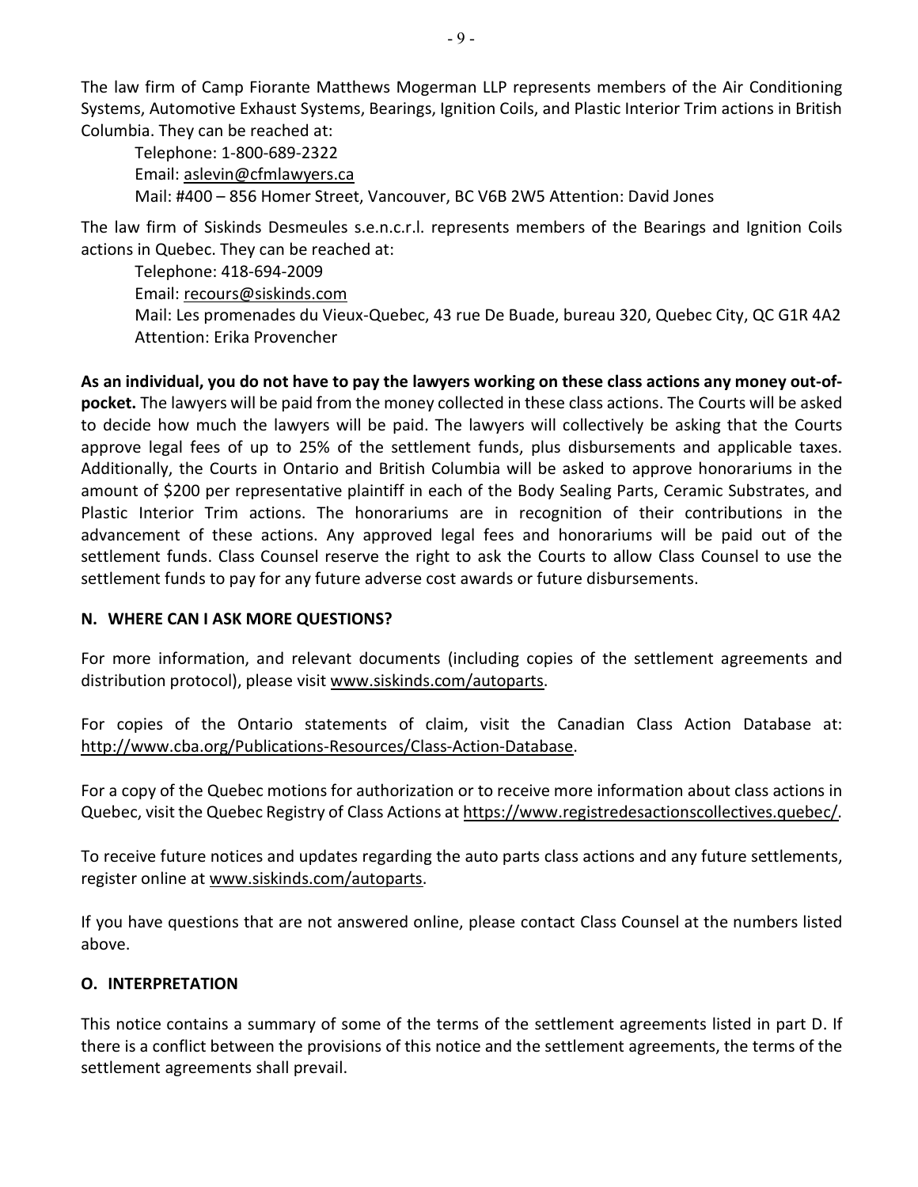The law firm of Camp Fiorante Matthews Mogerman LLP represents members of the Air Conditioning Systems, Automotive Exhaust Systems, Bearings, Ignition Coils, and Plastic Interior Trim actions in British Columbia. They can be reached at:

Telephone: 1-800-689-2322
Email: aslevin@cfmlawyers.ca
Mail: #400 – 856 Homer Street, Vancouver, BC V6B 2W5 Attention: David Jones

The law firm of Siskinds Desmeules s.e.n.c.r.l. represents members of the Bearings and Ignition Coils actions in Quebec. They can be reached at:

Telephone: 418-694-2009
Email: recours@siskinds.com
Mail: Les promenades du Vieux-Quebec, 43 rue De Buade, bureau 320, Quebec City, QC G1R 4A2 Attention: Erika Provencher

**As an individual, you do not have to pay the lawyers working on these class actions any money out-of-pocket.** The lawyers will be paid from the money collected in these class actions. The Courts will be asked to decide how much the lawyers will be paid. The lawyers will collectively be asking that the Courts approve legal fees of up to 25% of the settlement funds, plus disbursements and applicable taxes. Additionally, the Courts in Ontario and British Columbia will be asked to approve honorariums in the amount of $200 per representative plaintiff in each of the Body Sealing Parts, Ceramic Substrates, and Plastic Interior Trim actions. The honorariums are in recognition of their contributions in the advancement of these actions. Any approved legal fees and honorariums will be paid out of the settlement funds. Class Counsel reserve the right to ask the Courts to allow Class Counsel to use the settlement funds to pay for any future adverse cost awards or future disbursements.

## N. WHERE CAN I ASK MORE QUESTIONS?

For more information, and relevant documents (including copies of the settlement agreements and distribution protocol), please visit www.siskinds.com/autoparts.

For copies of the Ontario statements of claim, visit the Canadian Class Action Database at: http://www.cba.org/Publications-Resources/Class-Action-Database.

For a copy of the Quebec motions for authorization or to receive more information about class actions in Quebec, visit the Quebec Registry of Class Actions at https://www.registredesactionscollectives.quebec/.

To receive future notices and updates regarding the auto parts class actions and any future settlements, register online at www.siskinds.com/autoparts.

If you have questions that are not answered online, please contact Class Counsel at the numbers listed above.

## O. INTERPRETATION

This notice contains a summary of some of the terms of the settlement agreements listed in part D. If there is a conflict between the provisions of this notice and the settlement agreements, the terms of the settlement agreements shall prevail.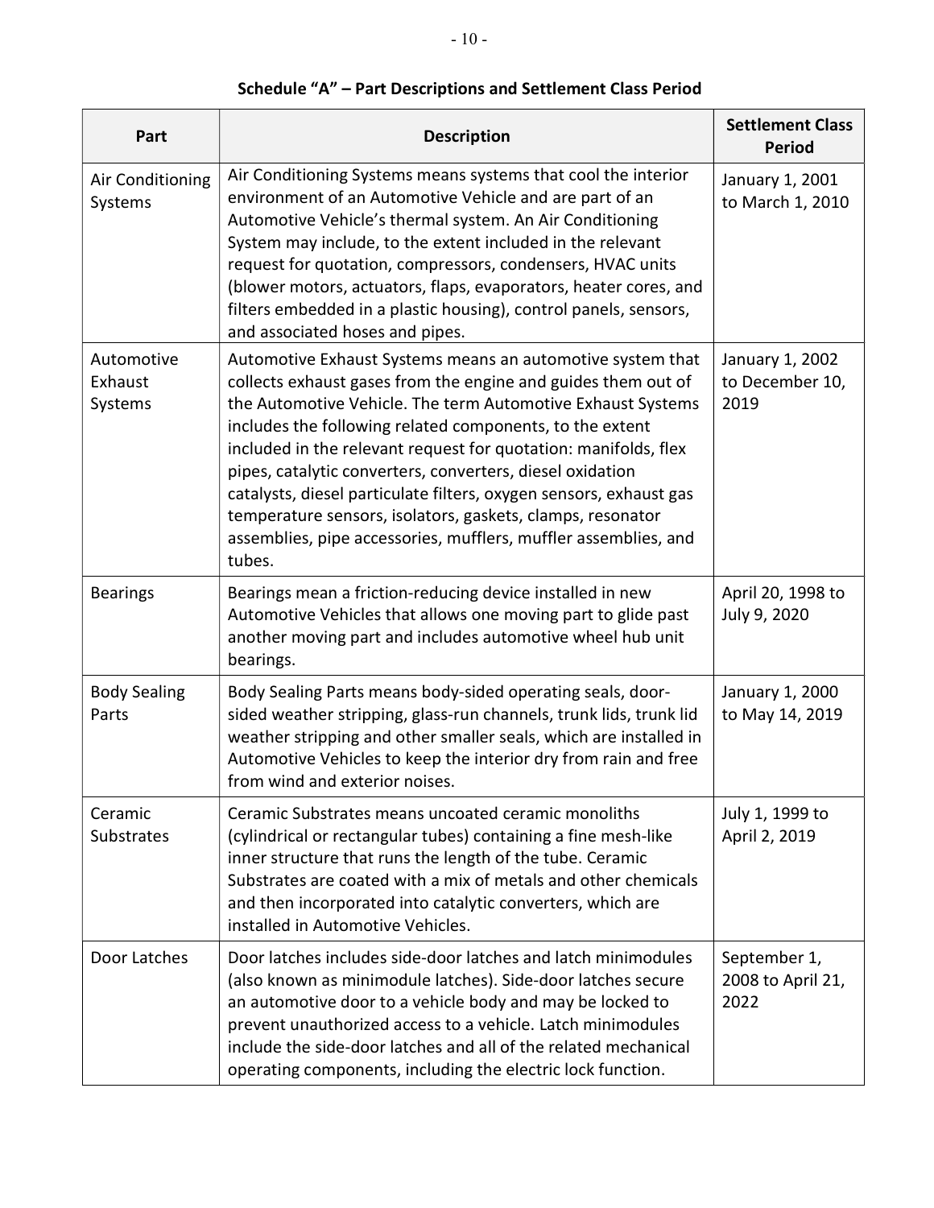## Schedule "A" – Part Descriptions and Settlement Class Period

| Part | Description | Settlement Class Period |
|---|---|---|
| Air Conditioning Systems | Air Conditioning Systems means systems that cool the interior environment of an Automotive Vehicle and are part of an Automotive Vehicle's thermal system. An Air Conditioning System may include, to the extent included in the relevant request for quotation, compressors, condensers, HVAC units (blower motors, actuators, flaps, evaporators, heater cores, and filters embedded in a plastic housing), control panels, sensors, and associated hoses and pipes. | January 1, 2001 to March 1, 2010 |
| Automotive Exhaust Systems | Automotive Exhaust Systems means an automotive system that collects exhaust gases from the engine and guides them out of the Automotive Vehicle. The term Automotive Exhaust Systems includes the following related components, to the extent included in the relevant request for quotation: manifolds, flex pipes, catalytic converters, converters, diesel oxidation catalysts, diesel particulate filters, oxygen sensors, exhaust gas temperature sensors, isolators, gaskets, clamps, resonator assemblies, pipe accessories, mufflers, muffler assemblies, and tubes. | January 1, 2002 to December 10, 2019 |
| Bearings | Bearings mean a friction-reducing device installed in new Automotive Vehicles that allows one moving part to glide past another moving part and includes automotive wheel hub unit bearings. | April 20, 1998 to July 9, 2020 |
| Body Sealing Parts | Body Sealing Parts means body-sided operating seals, door-sided weather stripping, glass-run channels, trunk lids, trunk lid weather stripping and other smaller seals, which are installed in Automotive Vehicles to keep the interior dry from rain and free from wind and exterior noises. | January 1, 2000 to May 14, 2019 |
| Ceramic Substrates | Ceramic Substrates means uncoated ceramic monoliths (cylindrical or rectangular tubes) containing a fine mesh-like inner structure that runs the length of the tube. Ceramic Substrates are coated with a mix of metals and other chemicals and then incorporated into catalytic converters, which are installed in Automotive Vehicles. | July 1, 1999 to April 2, 2019 |
| Door Latches | Door latches includes side-door latches and latch minimodules (also known as minimodule latches). Side-door latches secure an automotive door to a vehicle body and may be locked to prevent unauthorized access to a vehicle. Latch minimodules include the side-door latches and all of the related mechanical operating components, including the electric lock function. | September 1, 2008 to April 21, 2022 |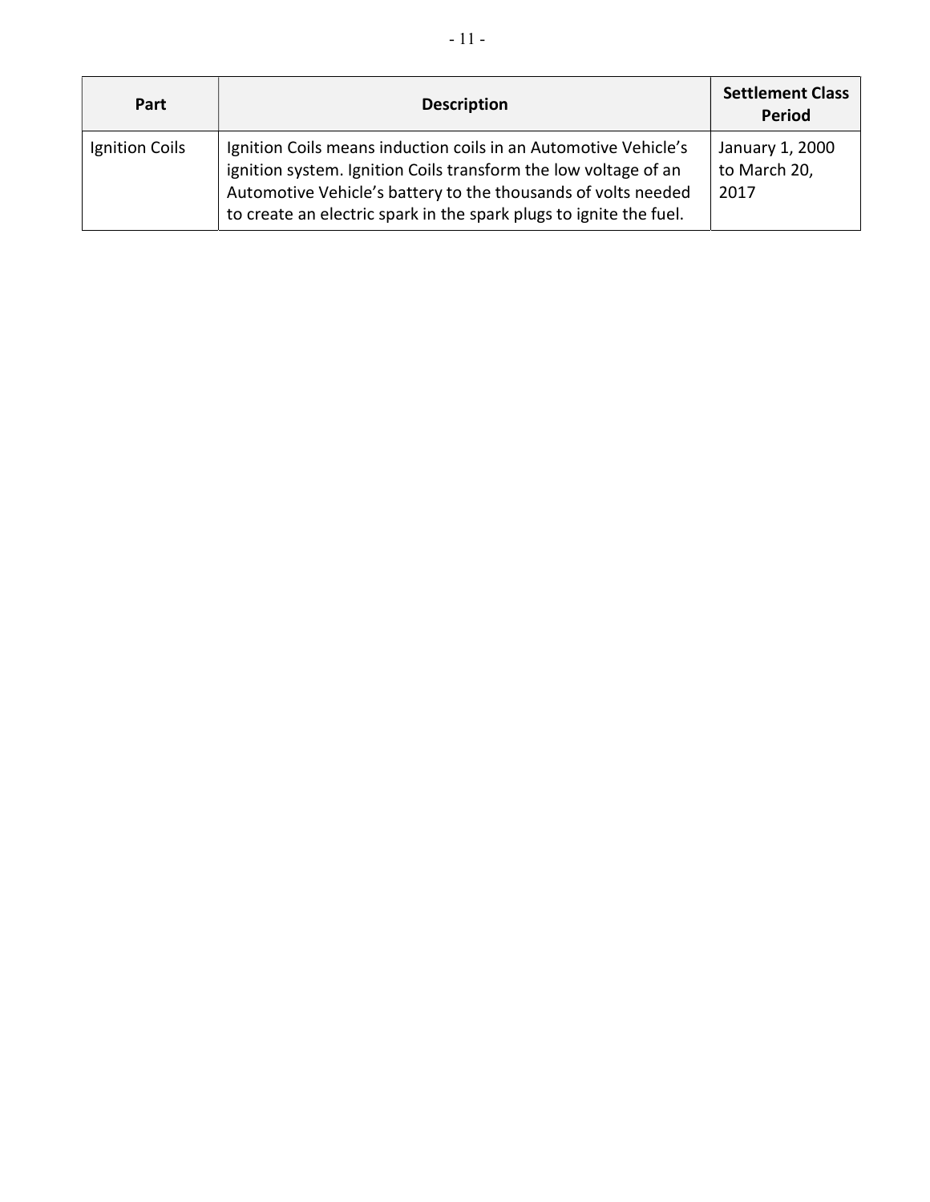| Part | Description | Settlement Class Period |
| --- | --- | --- |
| Ignition Coils | Ignition Coils means induction coils in an Automotive Vehicle's ignition system. Ignition Coils transform the low voltage of an Automotive Vehicle's battery to the thousands of volts needed to create an electric spark in the spark plugs to ignite the fuel. | January 1, 2000 to March 20, 2017 |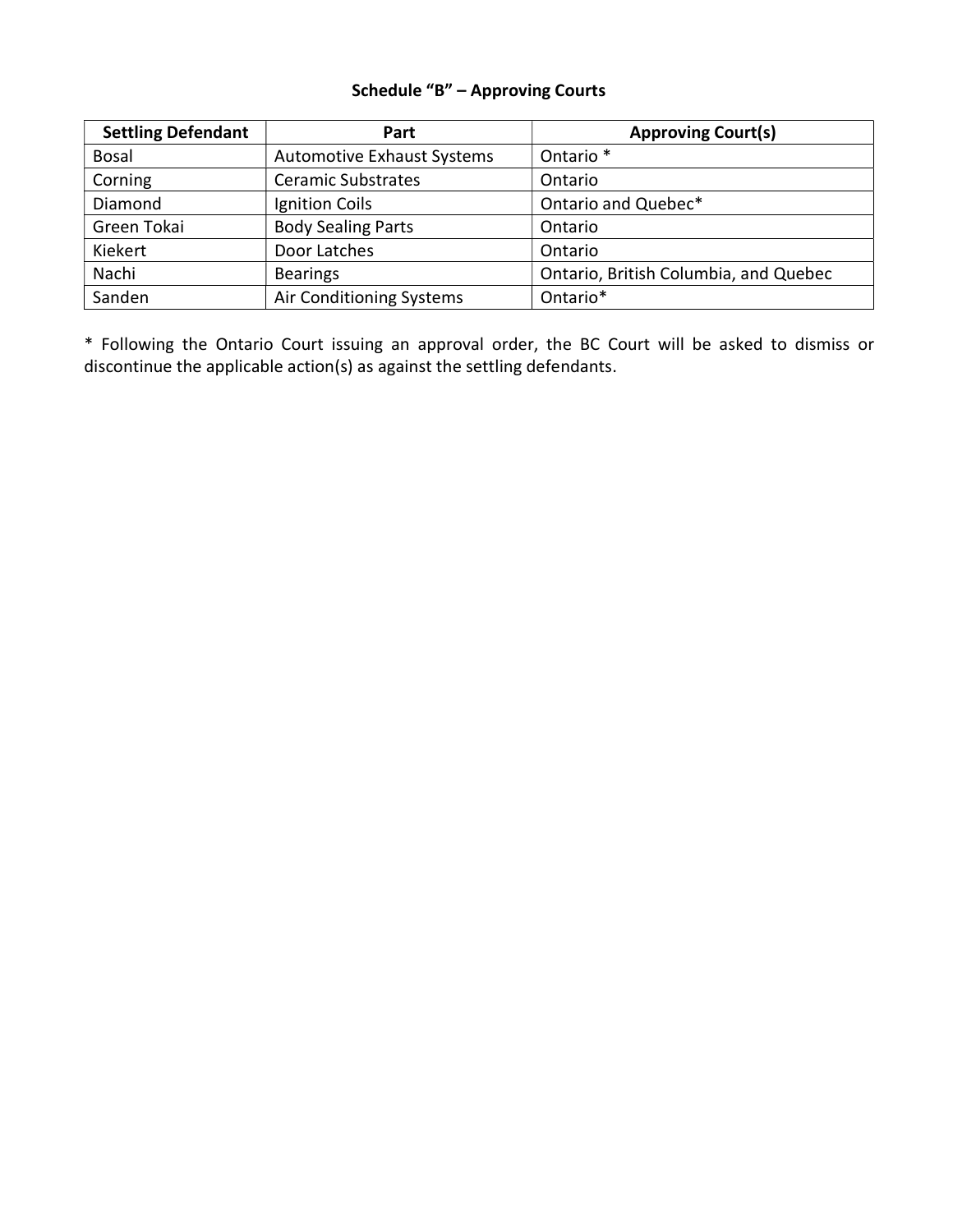**Schedule "B" – Approving Courts**

| Settling Defendant | Part | Approving Court(s) |
|---|---|---|
| Bosal | Automotive Exhaust Systems | Ontario * |
| Corning | Ceramic Substrates | Ontario |
| Diamond | Ignition Coils | Ontario and Quebec* |
| Green Tokai | Body Sealing Parts | Ontario |
| Kiekert | Door Latches | Ontario |
| Nachi | Bearings | Ontario, British Columbia, and Quebec |
| Sanden | Air Conditioning Systems | Ontario* |

* Following the Ontario Court issuing an approval order, the BC Court will be asked to dismiss or discontinue the applicable action(s) as against the settling defendants.